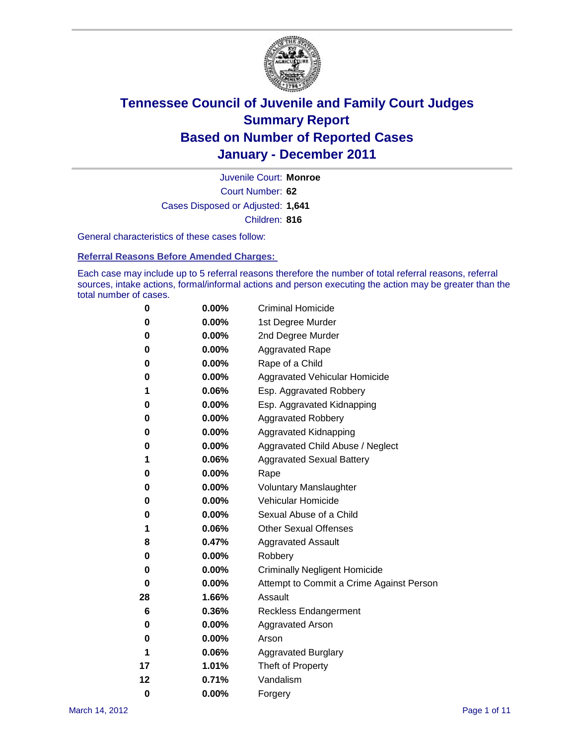# Tennessee Council of Juvenile and Family Court Judges
# Summary Report
# Based on Number of Reported Cases
# January - December 2011

Juvenile Court: **Monroe**

Court Number: **62**

Cases Disposed or Adjusted: **1,641**

Children: **816**

General characteristics of these cases follow:

## Referral Reasons Before Amended Charges:

Each case may include up to 5 referral reasons therefore the number of total referral reasons, referral sources, intake actions, formal/informal actions and person executing the action may be greater than the total number of cases.

| Count | Percent | Referral Reason |
|---|---|---|
| 0 | 0.00% | Criminal Homicide |
| 0 | 0.00% | 1st Degree Murder |
| 0 | 0.00% | 2nd Degree Murder |
| 0 | 0.00% | Aggravated Rape |
| 0 | 0.00% | Rape of a Child |
| 0 | 0.00% | Aggravated Vehicular Homicide |
| 1 | 0.06% | Esp. Aggravated Robbery |
| 0 | 0.00% | Esp. Aggravated Kidnapping |
| 0 | 0.00% | Aggravated Robbery |
| 0 | 0.00% | Aggravated Kidnapping |
| 0 | 0.00% | Aggravated Child Abuse / Neglect |
| 1 | 0.06% | Aggravated Sexual Battery |
| 0 | 0.00% | Rape |
| 0 | 0.00% | Voluntary Manslaughter |
| 0 | 0.00% | Vehicular Homicide |
| 0 | 0.00% | Sexual Abuse of a Child |
| 1 | 0.06% | Other Sexual Offenses |
| 8 | 0.47% | Aggravated Assault |
| 0 | 0.00% | Robbery |
| 0 | 0.00% | Criminally Negligent Homicide |
| 0 | 0.00% | Attempt to Commit a Crime Against Person |
| 28 | 1.66% | Assault |
| 6 | 0.36% | Reckless Endangerment |
| 0 | 0.00% | Aggravated Arson |
| 0 | 0.00% | Arson |
| 1 | 0.06% | Aggravated Burglary |
| 17 | 1.01% | Theft of Property |
| 12 | 0.71% | Vandalism |
| 0 | 0.00% | Forgery |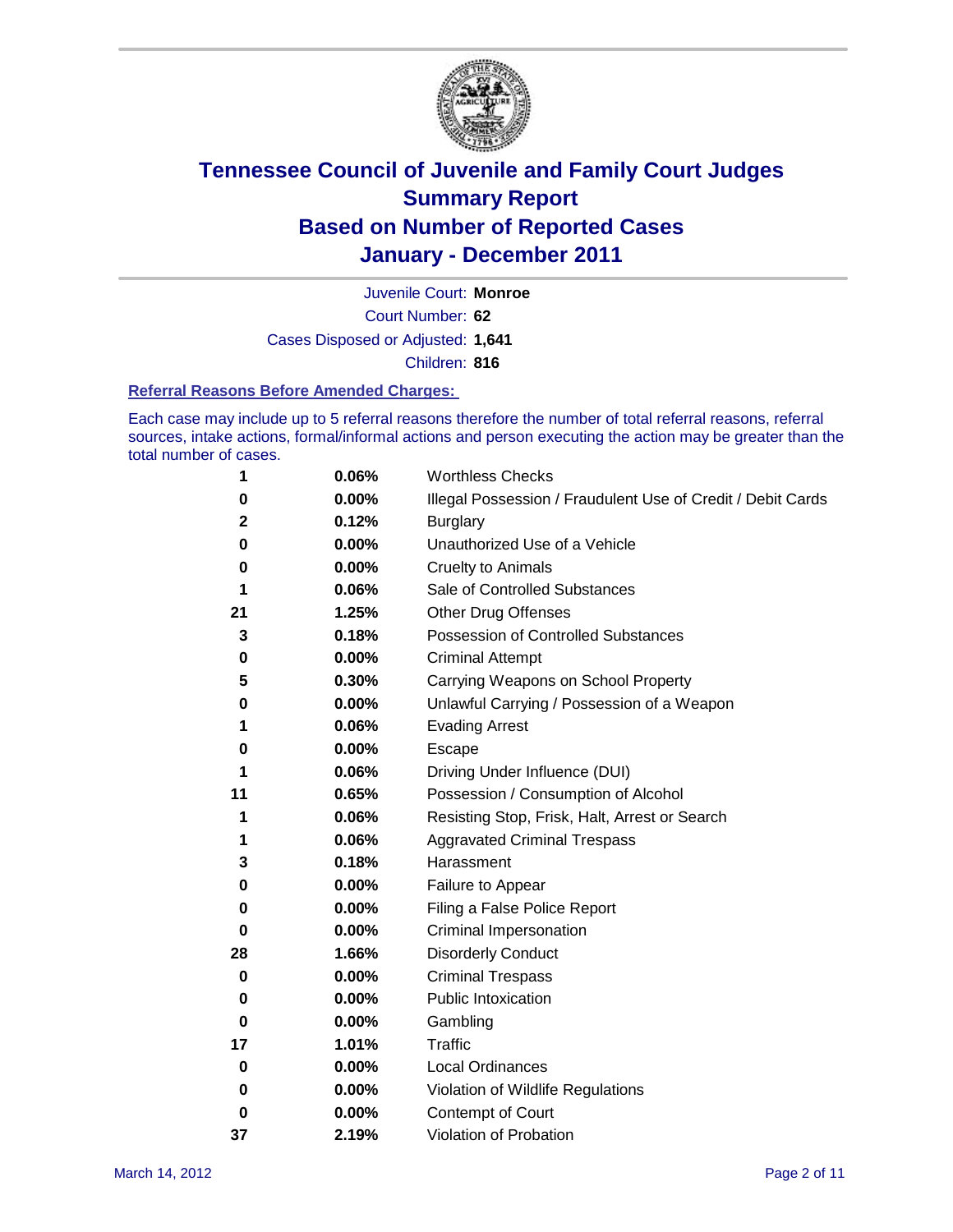# Tennessee Council of Juvenile and Family Court Judges
## Summary Report
## Based on Number of Reported Cases
## January - December 2011

Juvenile Court: **Monroe**
Court Number: **62**
Cases Disposed or Adjusted: **1,641**
Children: **816**

### Referral Reasons Before Amended Charges:

Each case may include up to 5 referral reasons therefore the number of total referral reasons, referral sources, intake actions, formal/informal actions and person executing the action may be greater than the total number of cases.

| | | |
|---|---|---|
| 1 | 0.06% | Worthless Checks |
| 0 | 0.00% | Illegal Possession / Fraudulent Use of Credit / Debit Cards |
| 2 | 0.12% | Burglary |
| 0 | 0.00% | Unauthorized Use of a Vehicle |
| 0 | 0.00% | Cruelty to Animals |
| 1 | 0.06% | Sale of Controlled Substances |
| 21 | 1.25% | Other Drug Offenses |
| 3 | 0.18% | Possession of Controlled Substances |
| 0 | 0.00% | Criminal Attempt |
| 5 | 0.30% | Carrying Weapons on School Property |
| 0 | 0.00% | Unlawful Carrying / Possession of a Weapon |
| 1 | 0.06% | Evading Arrest |
| 0 | 0.00% | Escape |
| 1 | 0.06% | Driving Under Influence (DUI) |
| 11 | 0.65% | Possession / Consumption of Alcohol |
| 1 | 0.06% | Resisting Stop, Frisk, Halt, Arrest or Search |
| 1 | 0.06% | Aggravated Criminal Trespass |
| 3 | 0.18% | Harassment |
| 0 | 0.00% | Failure to Appear |
| 0 | 0.00% | Filing a False Police Report |
| 0 | 0.00% | Criminal Impersonation |
| 28 | 1.66% | Disorderly Conduct |
| 0 | 0.00% | Criminal Trespass |
| 0 | 0.00% | Public Intoxication |
| 0 | 0.00% | Gambling |
| 17 | 1.01% | Traffic |
| 0 | 0.00% | Local Ordinances |
| 0 | 0.00% | Violation of Wildlife Regulations |
| 0 | 0.00% | Contempt of Court |
| 37 | 2.19% | Violation of Probation |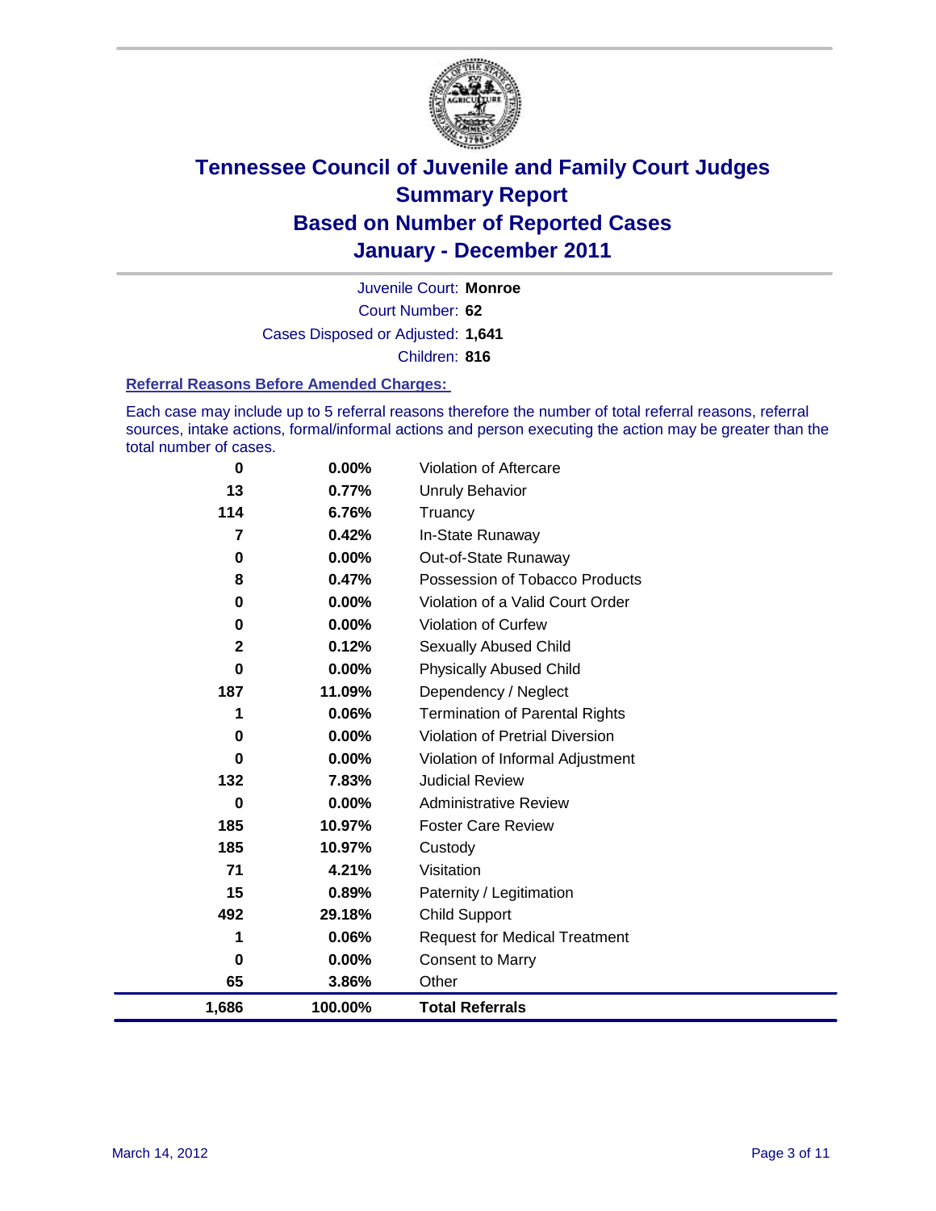# Tennessee Council of Juvenile and Family Court Judges
## Summary Report
## Based on Number of Reported Cases
## January - December 2011

Juvenile Court: **Monroe**
Court Number: **62**
Cases Disposed or Adjusted: **1,641**
Children: **816**

### Referral Reasons Before Amended Charges:

Each case may include up to 5 referral reasons therefore the number of total referral reasons, referral sources, intake actions, formal/informal actions and person executing the action may be greater than the total number of cases.

| Count | Percent | Referral Reason |
|---|---|---|
| 0 | 0.00% | Violation of Aftercare |
| 13 | 0.77% | Unruly Behavior |
| 114 | 6.76% | Truancy |
| 7 | 0.42% | In-State Runaway |
| 0 | 0.00% | Out-of-State Runaway |
| 8 | 0.47% | Possession of Tobacco Products |
| 0 | 0.00% | Violation of a Valid Court Order |
| 0 | 0.00% | Violation of Curfew |
| 2 | 0.12% | Sexually Abused Child |
| 0 | 0.00% | Physically Abused Child |
| 187 | 11.09% | Dependency / Neglect |
| 1 | 0.06% | Termination of Parental Rights |
| 0 | 0.00% | Violation of Pretrial Diversion |
| 0 | 0.00% | Violation of Informal Adjustment |
| 132 | 7.83% | Judicial Review |
| 0 | 0.00% | Administrative Review |
| 185 | 10.97% | Foster Care Review |
| 185 | 10.97% | Custody |
| 71 | 4.21% | Visitation |
| 15 | 0.89% | Paternity / Legitimation |
| 492 | 29.18% | Child Support |
| 1 | 0.06% | Request for Medical Treatment |
| 0 | 0.00% | Consent to Marry |
| 65 | 3.86% | Other |
| **1,686** | **100.00%** | **Total Referrals** |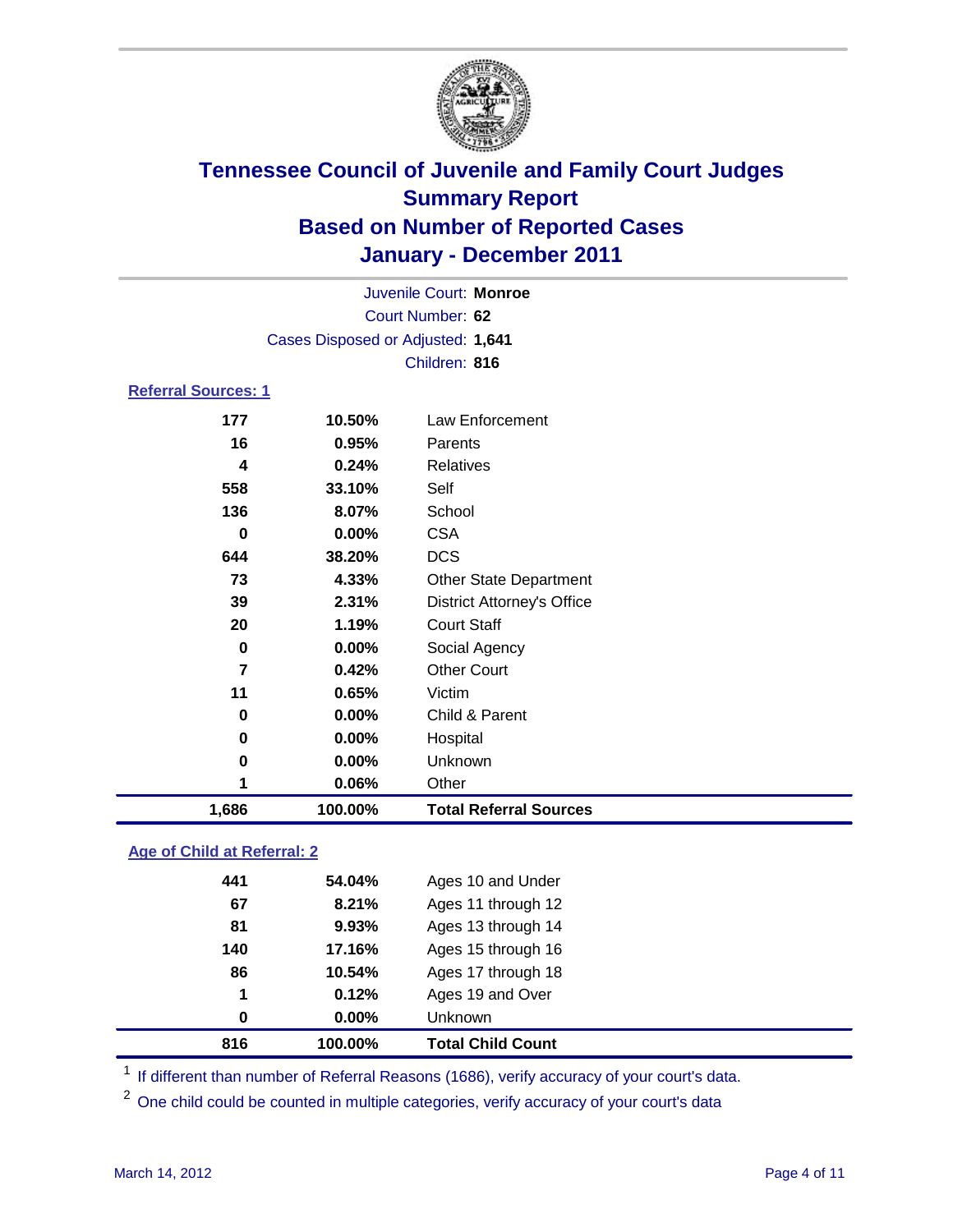# Tennessee Council of Juvenile and Family Court Judges
## Summary Report
## Based on Number of Reported Cases
## January - December 2011

Juvenile Court: **Monroe**
Court Number: **62**
Cases Disposed or Adjusted: **1,641**
Children: **816**

### Referral Sources: 1

| | | |
|---|---|---|
| 177 | 10.50% | Law Enforcement |
| 16 | 0.95% | Parents |
| 4 | 0.24% | Relatives |
| 558 | 33.10% | Self |
| 136 | 8.07% | School |
| 0 | 0.00% | CSA |
| 644 | 38.20% | DCS |
| 73 | 4.33% | Other State Department |
| 39 | 2.31% | District Attorney's Office |
| 20 | 1.19% | Court Staff |
| 0 | 0.00% | Social Agency |
| 7 | 0.42% | Other Court |
| 11 | 0.65% | Victim |
| 0 | 0.00% | Child & Parent |
| 0 | 0.00% | Hospital |
| 0 | 0.00% | Unknown |
| 1 | 0.06% | Other |
| **1,686** | **100.00%** | **Total Referral Sources** |

### Age of Child at Referral: 2

| | | |
|---|---|---|
| 441 | 54.04% | Ages 10 and Under |
| 67 | 8.21% | Ages 11 through 12 |
| 81 | 9.93% | Ages 13 through 14 |
| 140 | 17.16% | Ages 15 through 16 |
| 86 | 10.54% | Ages 17 through 18 |
| 1 | 0.12% | Ages 19 and Over |
| 0 | 0.00% | Unknown |
| **816** | **100.00%** | **Total Child Count** |

[1] If different than number of Referral Reasons (1686), verify accuracy of your court's data.

[2] One child could be counted in multiple categories, verify accuracy of your court's data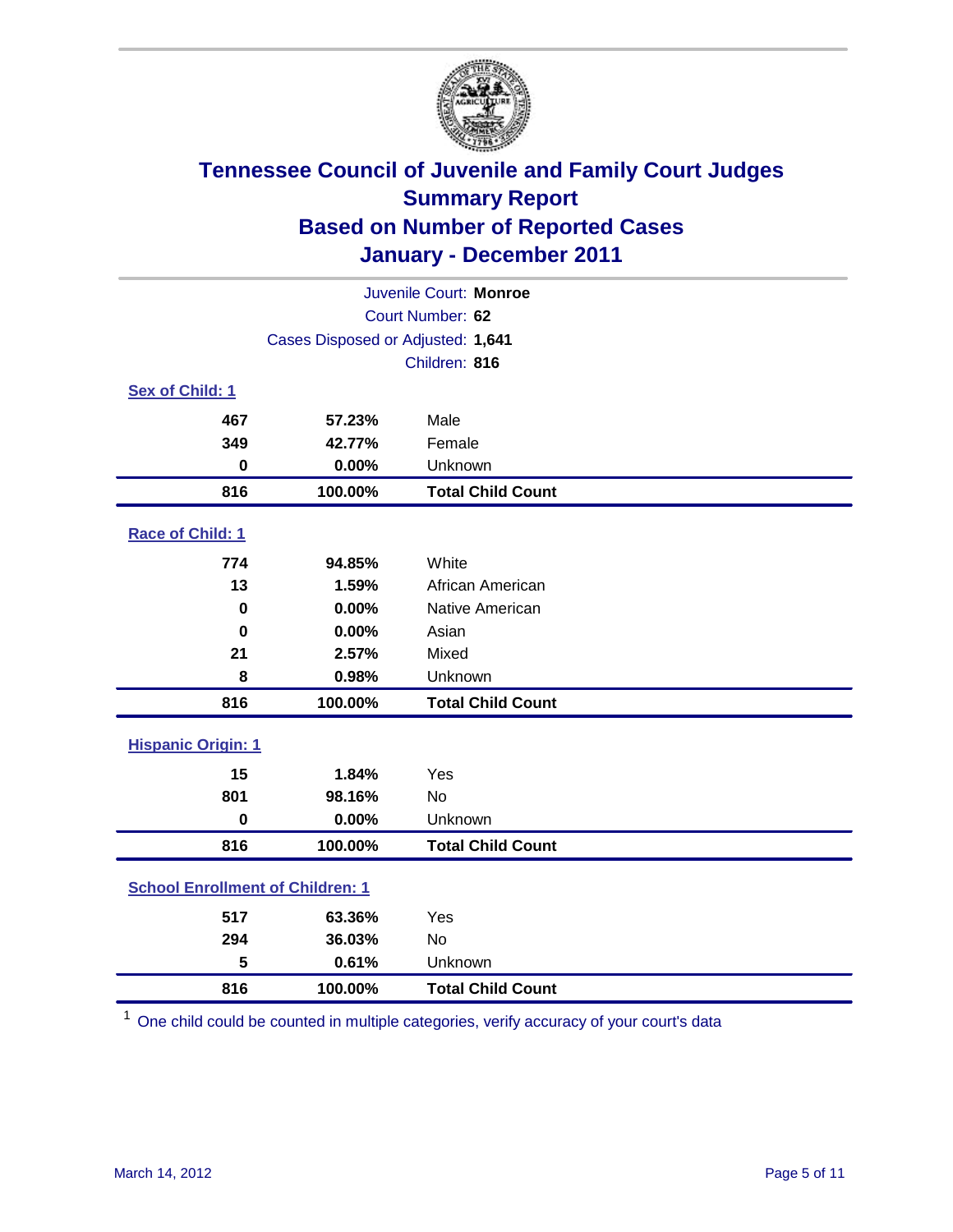# Tennessee Council of Juvenile and Family Court Judges
## Summary Report
## Based on Number of Reported Cases
## January - December 2011

Juvenile Court: **Monroe**
Court Number: **62**
Cases Disposed or Adjusted: **1,641**
Children: **816**

### Sex of Child: 1

| | | |
|---|---|---|
| 467 | 57.23% | Male |
| 349 | 42.77% | Female |
| 0 | 0.00% | Unknown |
| **816** | **100.00%** | **Total Child Count** |

### Race of Child: 1

| | | |
|---|---|---|
| 774 | 94.85% | White |
| 13 | 1.59% | African American |
| 0 | 0.00% | Native American |
| 0 | 0.00% | Asian |
| 21 | 2.57% | Mixed |
| 8 | 0.98% | Unknown |
| **816** | **100.00%** | **Total Child Count** |

### Hispanic Origin: 1

| | | |
|---|---|---|
| 15 | 1.84% | Yes |
| 801 | 98.16% | No |
| 0 | 0.00% | Unknown |
| **816** | **100.00%** | **Total Child Count** |

### School Enrollment of Children: 1

| | | |
|---|---|---|
| 517 | 63.36% | Yes |
| 294 | 36.03% | No |
| 5 | 0.61% | Unknown |
| **816** | **100.00%** | **Total Child Count** |

[1] One child could be counted in multiple categories, verify accuracy of your court's data

March 14, 2012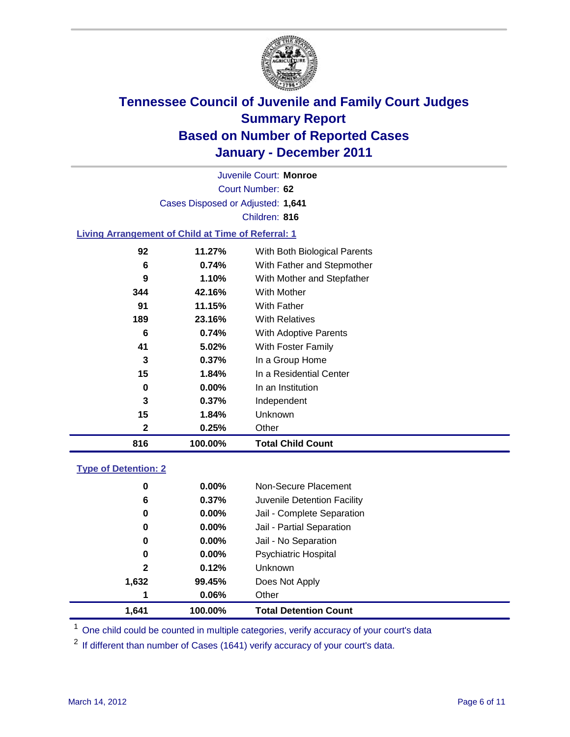# Tennessee Council of Juvenile and Family Court Judges
## Summary Report
## Based on Number of Reported Cases
## January - December 2011

Juvenile Court: **Monroe**

Court Number: **62**

Cases Disposed or Adjusted: **1,641**

Children: **816**

### Living Arrangement of Child at Time of Referral: 1

| Count | Percent | Category |
|---|---|---|
| 92 | 11.27% | With Both Biological Parents |
| 6 | 0.74% | With Father and Stepmother |
| 9 | 1.10% | With Mother and Stepfather |
| 344 | 42.16% | With Mother |
| 91 | 11.15% | With Father |
| 189 | 23.16% | With Relatives |
| 6 | 0.74% | With Adoptive Parents |
| 41 | 5.02% | With Foster Family |
| 3 | 0.37% | In a Group Home |
| 15 | 1.84% | In a Residential Center |
| 0 | 0.00% | In an Institution |
| 3 | 0.37% | Independent |
| 15 | 1.84% | Unknown |
| 2 | 0.25% | Other |
| **816** | **100.00%** | **Total Child Count** |

### Type of Detention: 2

| Count | Percent | Category |
|---|---|---|
| 0 | 0.00% | Non-Secure Placement |
| 6 | 0.37% | Juvenile Detention Facility |
| 0 | 0.00% | Jail - Complete Separation |
| 0 | 0.00% | Jail - Partial Separation |
| 0 | 0.00% | Jail - No Separation |
| 0 | 0.00% | Psychiatric Hospital |
| 2 | 0.12% | Unknown |
| 1,632 | 99.45% | Does Not Apply |
| 1 | 0.06% | Other |
| **1,641** | **100.00%** | **Total Detention Count** |

[1] One child could be counted in multiple categories, verify accuracy of your court's data

[2] If different than number of Cases (1641) verify accuracy of your court's data.

March 14, 2012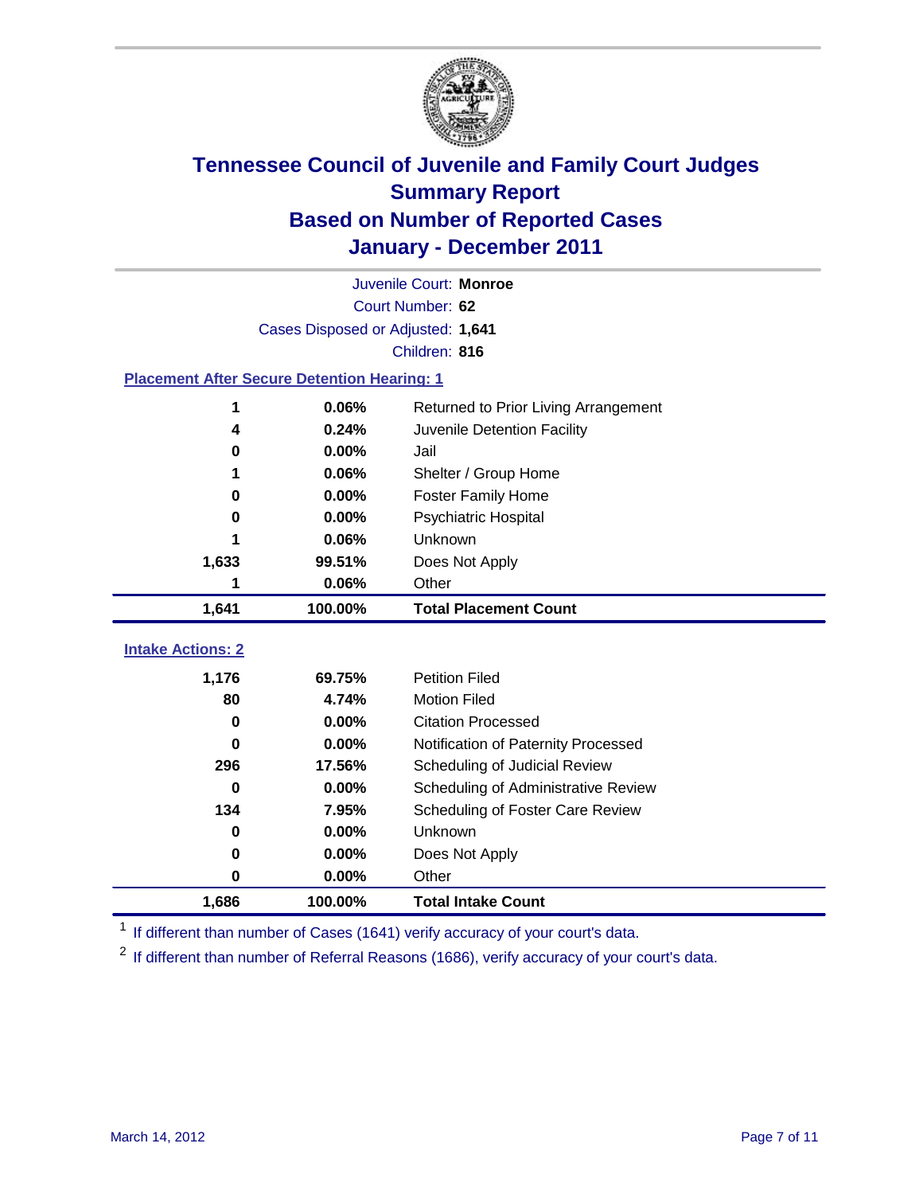# Tennessee Council of Juvenile and Family Court Judges
## Summary Report
## Based on Number of Reported Cases
## January - December 2011

Juvenile Court: **Monroe**

Court Number: **62**

Cases Disposed or Adjusted: **1,641**

Children: **816**

### Placement After Secure Detention Hearing: 1

| Count | Percent | Placement |
|---|---|---|
| 1 | 0.06% | Returned to Prior Living Arrangement |
| 4 | 0.24% | Juvenile Detention Facility |
| 0 | 0.00% | Jail |
| 1 | 0.06% | Shelter / Group Home |
| 0 | 0.00% | Foster Family Home |
| 0 | 0.00% | Psychiatric Hospital |
| 1 | 0.06% | Unknown |
| 1,633 | 99.51% | Does Not Apply |
| 1 | 0.06% | Other |
| **1,641** | **100.00%** | **Total Placement Count** |

### Intake Actions: 2

| Count | Percent | Intake Action |
|---|---|---|
| 1,176 | 69.75% | Petition Filed |
| 80 | 4.74% | Motion Filed |
| 0 | 0.00% | Citation Processed |
| 0 | 0.00% | Notification of Paternity Processed |
| 296 | 17.56% | Scheduling of Judicial Review |
| 0 | 0.00% | Scheduling of Administrative Review |
| 134 | 7.95% | Scheduling of Foster Care Review |
| 0 | 0.00% | Unknown |
| 0 | 0.00% | Does Not Apply |
| 0 | 0.00% | Other |
| **1,686** | **100.00%** | **Total Intake Count** |

[1] If different than number of Cases (1641) verify accuracy of your court's data.

[2] If different than number of Referral Reasons (1686), verify accuracy of your court's data.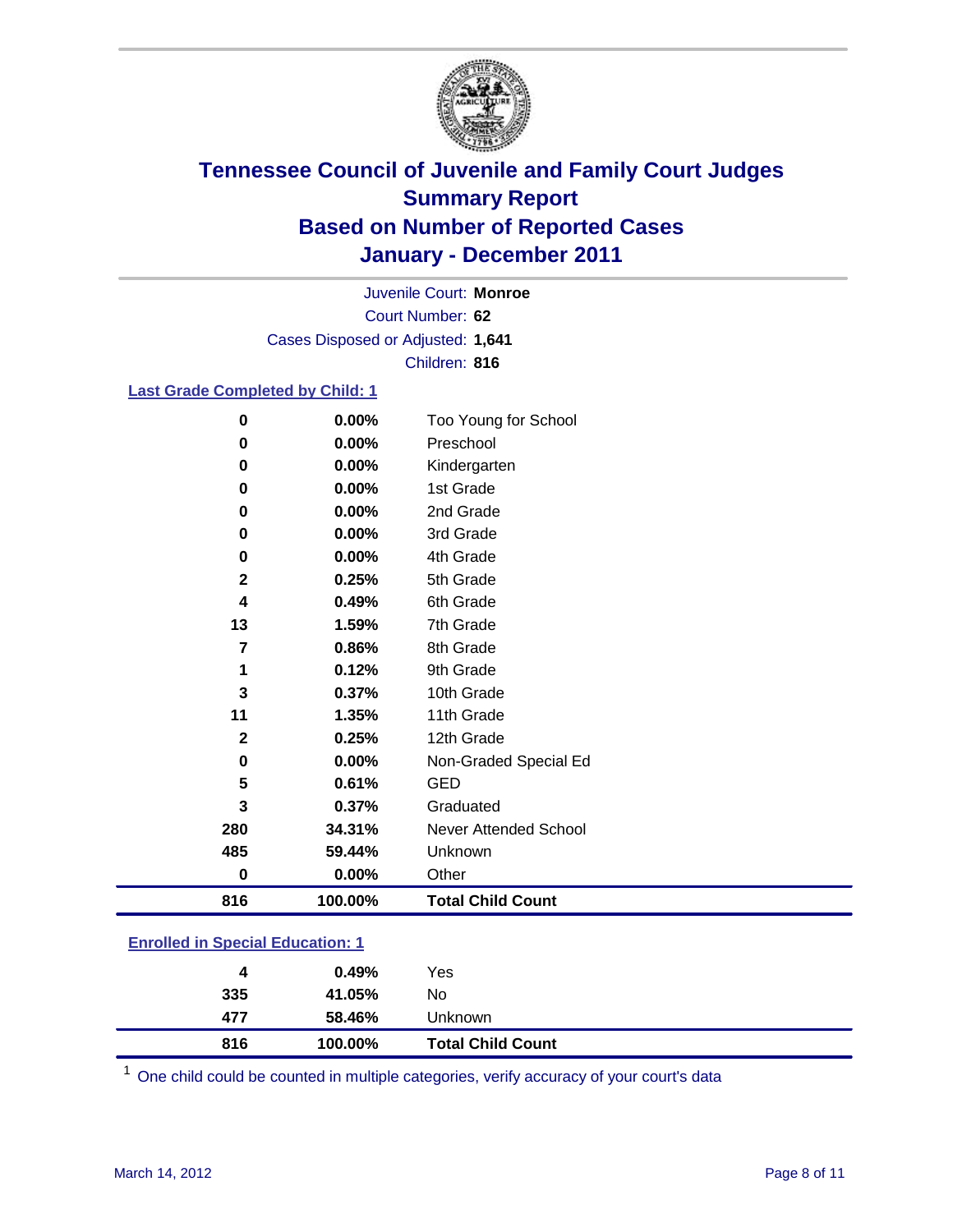# Tennessee Council of Juvenile and Family Court Judges
## Summary Report
## Based on Number of Reported Cases
## January - December 2011

Juvenile Court: **Monroe**

Court Number: **62**

Cases Disposed or Adjusted: **1,641**

Children: **816**

### Last Grade Completed by Child: 1

| Count | Percent | Category |
|---|---|---|
| 0 | 0.00% | Too Young for School |
| 0 | 0.00% | Preschool |
| 0 | 0.00% | Kindergarten |
| 0 | 0.00% | 1st Grade |
| 0 | 0.00% | 2nd Grade |
| 0 | 0.00% | 3rd Grade |
| 0 | 0.00% | 4th Grade |
| 2 | 0.25% | 5th Grade |
| 4 | 0.49% | 6th Grade |
| 13 | 1.59% | 7th Grade |
| 7 | 0.86% | 8th Grade |
| 1 | 0.12% | 9th Grade |
| 3 | 0.37% | 10th Grade |
| 11 | 1.35% | 11th Grade |
| 2 | 0.25% | 12th Grade |
| 0 | 0.00% | Non-Graded Special Ed |
| 5 | 0.61% | GED |
| 3 | 0.37% | Graduated |
| 280 | 34.31% | Never Attended School |
| 485 | 59.44% | Unknown |
| 0 | 0.00% | Other |
| **816** | **100.00%** | **Total Child Count** |

### Enrolled in Special Education: 1

| Count | Percent | Category |
|---|---|---|
| 4 | 0.49% | Yes |
| 335 | 41.05% | No |
| 477 | 58.46% | Unknown |
| **816** | **100.00%** | **Total Child Count** |

[1] One child could be counted in multiple categories, verify accuracy of your court's data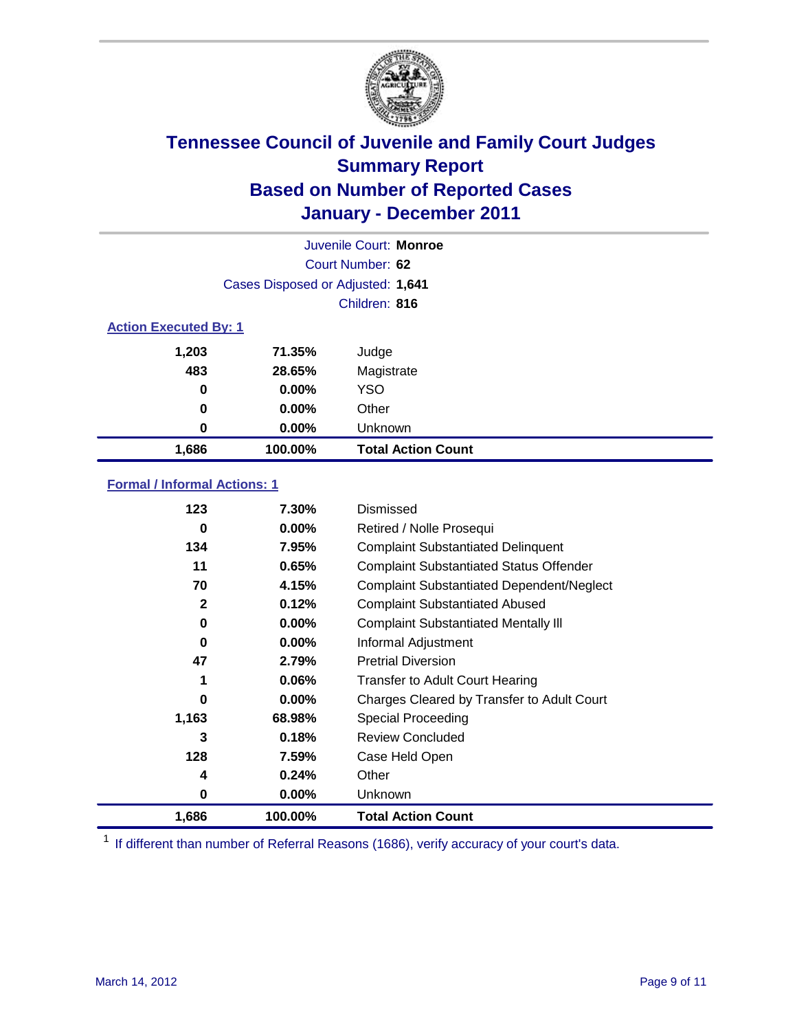# Tennessee Council of Juvenile and Family Court Judges
## Summary Report
## Based on Number of Reported Cases
## January - December 2011

Juvenile Court: **Monroe**

Court Number: **62**

Cases Disposed or Adjusted: **1,641**

Children: **816**

### Action Executed By: 1

| | | |
|---|---|---|
| 1,203 | 71.35% | Judge |
| 483 | 28.65% | Magistrate |
| 0 | 0.00% | YSO |
| 0 | 0.00% | Other |
| 0 | 0.00% | Unknown |
| **1,686** | **100.00%** | **Total Action Count** |

### Formal / Informal Actions: 1

| | | |
|---|---|---|
| 123 | 7.30% | Dismissed |
| 0 | 0.00% | Retired / Nolle Prosequi |
| 134 | 7.95% | Complaint Substantiated Delinquent |
| 11 | 0.65% | Complaint Substantiated Status Offender |
| 70 | 4.15% | Complaint Substantiated Dependent/Neglect |
| 2 | 0.12% | Complaint Substantiated Abused |
| 0 | 0.00% | Complaint Substantiated Mentally Ill |
| 0 | 0.00% | Informal Adjustment |
| 47 | 2.79% | Pretrial Diversion |
| 1 | 0.06% | Transfer to Adult Court Hearing |
| 0 | 0.00% | Charges Cleared by Transfer to Adult Court |
| 1,163 | 68.98% | Special Proceeding |
| 3 | 0.18% | Review Concluded |
| 128 | 7.59% | Case Held Open |
| 4 | 0.24% | Other |
| 0 | 0.00% | Unknown |
| **1,686** | **100.00%** | **Total Action Count** |

[1] If different than number of Referral Reasons (1686), verify accuracy of your court's data.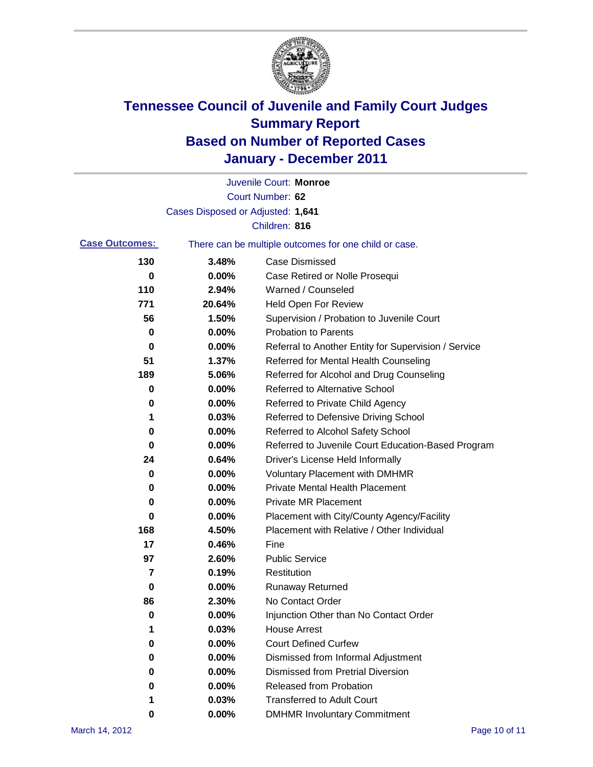# Tennessee Council of Juvenile and Family Court Judges
## Summary Report
## Based on Number of Reported Cases
## January - December 2011

Juvenile Court: **Monroe**

Court Number: **62**

Cases Disposed or Adjusted: **1,641**

Children: **816**

**Case Outcomes:** There can be multiple outcomes for one child or case.

| Count | Percent | Outcome |
|---|---|---|
| 130 | 3.48% | Case Dismissed |
| 0 | 0.00% | Case Retired or Nolle Prosequi |
| 110 | 2.94% | Warned / Counseled |
| 771 | 20.64% | Held Open For Review |
| 56 | 1.50% | Supervision / Probation to Juvenile Court |
| 0 | 0.00% | Probation to Parents |
| 0 | 0.00% | Referral to Another Entity for Supervision / Service |
| 51 | 1.37% | Referred for Mental Health Counseling |
| 189 | 5.06% | Referred for Alcohol and Drug Counseling |
| 0 | 0.00% | Referred to Alternative School |
| 0 | 0.00% | Referred to Private Child Agency |
| 1 | 0.03% | Referred to Defensive Driving School |
| 0 | 0.00% | Referred to Alcohol Safety School |
| 0 | 0.00% | Referred to Juvenile Court Education-Based Program |
| 24 | 0.64% | Driver's License Held Informally |
| 0 | 0.00% | Voluntary Placement with DMHMR |
| 0 | 0.00% | Private Mental Health Placement |
| 0 | 0.00% | Private MR Placement |
| 0 | 0.00% | Placement with City/County Agency/Facility |
| 168 | 4.50% | Placement with Relative / Other Individual |
| 17 | 0.46% | Fine |
| 97 | 2.60% | Public Service |
| 7 | 0.19% | Restitution |
| 0 | 0.00% | Runaway Returned |
| 86 | 2.30% | No Contact Order |
| 0 | 0.00% | Injunction Other than No Contact Order |
| 1 | 0.03% | House Arrest |
| 0 | 0.00% | Court Defined Curfew |
| 0 | 0.00% | Dismissed from Informal Adjustment |
| 0 | 0.00% | Dismissed from Pretrial Diversion |
| 0 | 0.00% | Released from Probation |
| 1 | 0.03% | Transferred to Adult Court |
| 0 | 0.00% | DMHMR Involuntary Commitment |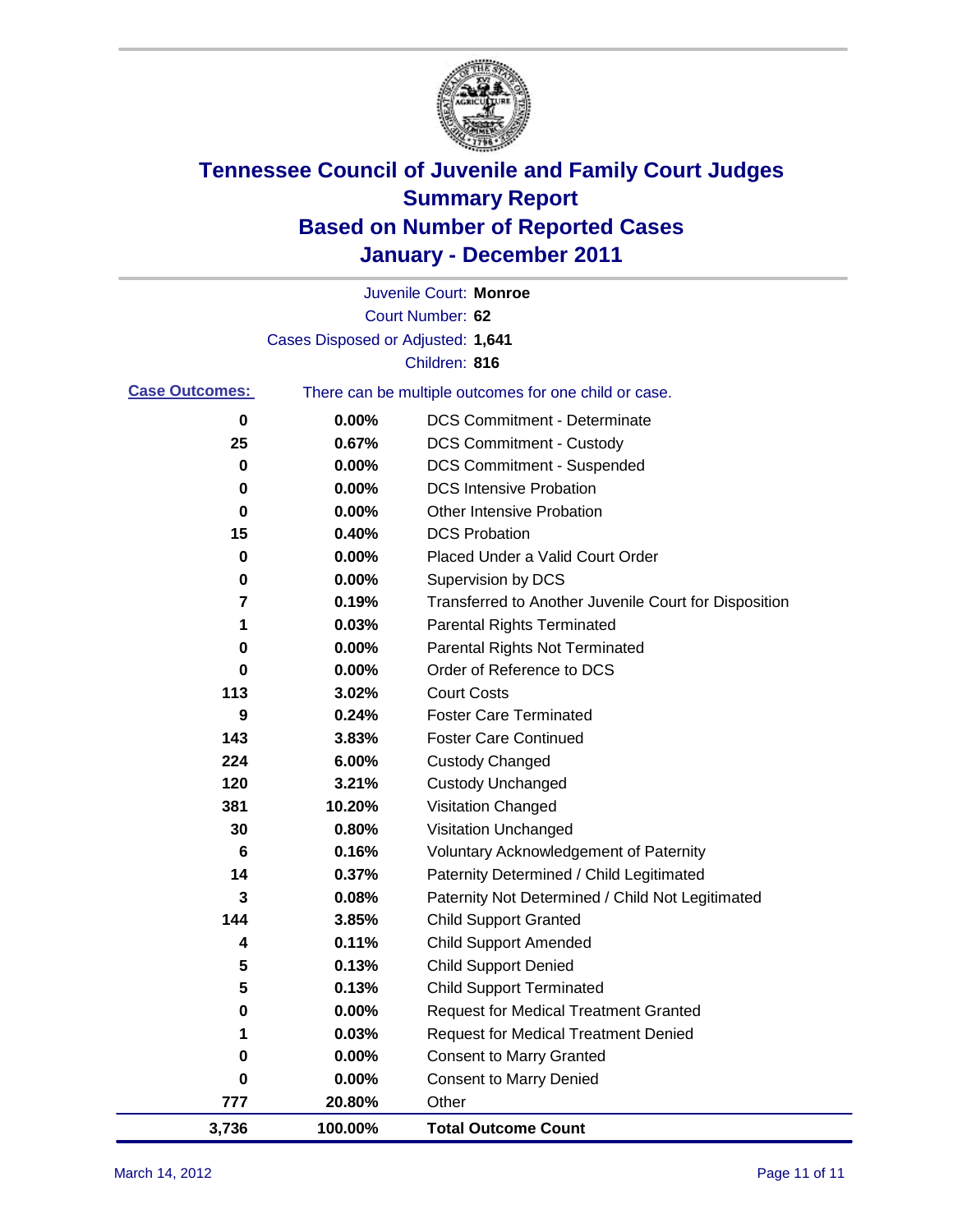# Tennessee Council of Juvenile and Family Court Judges
# Summary Report
# Based on Number of Reported Cases
# January - December 2011

Juvenile Court: **Monroe**

Court Number: **62**

Cases Disposed or Adjusted: **1,641**

Children: **816**

**Case Outcomes:** There can be multiple outcomes for one child or case.

| | | |
|---|---|---|
| 0 | 0.00% | DCS Commitment - Determinate |
| 25 | 0.67% | DCS Commitment - Custody |
| 0 | 0.00% | DCS Commitment - Suspended |
| 0 | 0.00% | DCS Intensive Probation |
| 0 | 0.00% | Other Intensive Probation |
| 15 | 0.40% | DCS Probation |
| 0 | 0.00% | Placed Under a Valid Court Order |
| 0 | 0.00% | Supervision by DCS |
| 7 | 0.19% | Transferred to Another Juvenile Court for Disposition |
| 1 | 0.03% | Parental Rights Terminated |
| 0 | 0.00% | Parental Rights Not Terminated |
| 0 | 0.00% | Order of Reference to DCS |
| 113 | 3.02% | Court Costs |
| 9 | 0.24% | Foster Care Terminated |
| 143 | 3.83% | Foster Care Continued |
| 224 | 6.00% | Custody Changed |
| 120 | 3.21% | Custody Unchanged |
| 381 | 10.20% | Visitation Changed |
| 30 | 0.80% | Visitation Unchanged |
| 6 | 0.16% | Voluntary Acknowledgement of Paternity |
| 14 | 0.37% | Paternity Determined / Child Legitimated |
| 3 | 0.08% | Paternity Not Determined / Child Not Legitimated |
| 144 | 3.85% | Child Support Granted |
| 4 | 0.11% | Child Support Amended |
| 5 | 0.13% | Child Support Denied |
| 5 | 0.13% | Child Support Terminated |
| 0 | 0.00% | Request for Medical Treatment Granted |
| 1 | 0.03% | Request for Medical Treatment Denied |
| 0 | 0.00% | Consent to Marry Granted |
| 0 | 0.00% | Consent to Marry Denied |
| 777 | 20.80% | Other |
| **3,736** | **100.00%** | **Total Outcome Count** |